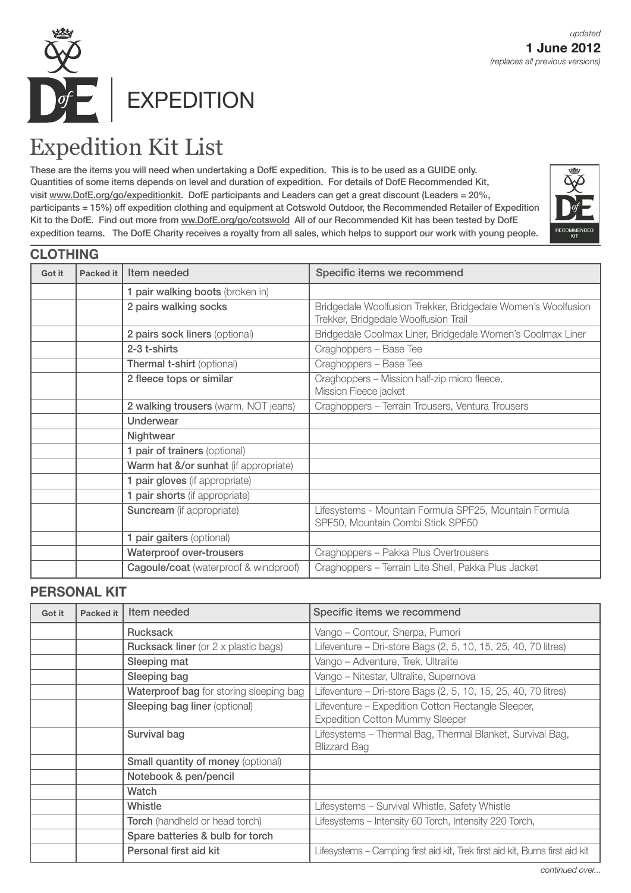*updated*
**1 June 2012**
*(replaces all previous versions)*

EXPEDITION

# Expedition Kit List

These are the items you will need when undertaking a DofE expedition. This is to be used as a GUIDE only. Quantities of some items depends on level and duration of expedition. For details of DofE Recommended Kit, visit www.DofE.org/go/expeditionkit. DofE participants and Leaders can get a great discount (Leaders = 20%, participants = 15%) off expedition clothing and equipment at Cotswold Outdoor, the Recommended Retailer of Expedition Kit to the DofE. Find out more from ww.DofE.org/go/cotswold All of our Recommended Kit has been tested by DofE expedition teams. The DofE Charity receives a royalty from all sales, which helps to support our work with young people.

RECOMMENDED KIT

## CLOTHING

| Got it | Packed it | Item needed | Specific items we recommend |
|---|---|---|---|
| | | **1 pair walking boots** (broken in) | |
| | | **2 pairs walking socks** | Bridgedale Woolfusion Trekker, Bridgedale Women's Woolfusion Trekker, Bridgedale Woolfusion Trail |
| | | **2 pairs sock liners** (optional) | Bridgedale Coolmax Liner, Bridgedale Women's Coolmax Liner |
| | | **2-3 t-shirts** | Craghoppers – Base Tee |
| | | **Thermal t-shirt** (optional) | Craghoppers – Base Tee |
| | | **2 fleece tops or similar** | Craghoppers – Mission half-zip micro fleece, Mission Fleece jacket |
| | | **2 walking trousers** (warm, NOT jeans) | Craghoppers – Terrain Trousers, Ventura Trousers |
| | | **Underwear** | |
| | | **Nightwear** | |
| | | **1 pair of trainers** (optional) | |
| | | **Warm hat &/or sunhat** (if appropriate) | |
| | | **1 pair gloves** (if appropriate) | |
| | | **1 pair shorts** (if appropriate) | |
| | | **Suncream** (if appropriate) | Lifesystems - Mountain Formula SPF25, Mountain Formula SPF50, Mountain Combi Stick SPF50 |
| | | **1 pair gaiters** (optional) | |
| | | **Waterproof over-trousers** | Craghoppers – Pakka Plus Overtrousers |
| | | **Cagoule/coat** (waterproof & windproof) | Craghoppers – Terrain Lite Shell, Pakka Plus Jacket |

## PERSONAL KIT

| Got it | Packed it | Item needed | Specific items we recommend |
|---|---|---|---|
| | | **Rucksack** | Vango – Contour, Sherpa, Pumori |
| | | **Rucksack liner** (or 2 x plastic bags) | Lifeventure – Dri-store Bags (2, 5, 10, 15, 25, 40, 70 litres) |
| | | **Sleeping mat** | Vango – Adventure, Trek, Ultralite |
| | | **Sleeping bag** | Vango – Nitestar, Ultralite, Supernova |
| | | **Waterproof bag** for storing sleeping bag | Lifeventure – Dri-store Bags (2, 5, 10, 15, 25, 40, 70 litres) |
| | | **Sleeping bag liner** (optional) | Lifeventure – Expedition Cotton Rectangle Sleeper, Expedition Cotton Mummy Sleeper |
| | | **Survival bag** | Lifesystems – Thermal Bag, Thermal Blanket, Survival Bag, Blizzard Bag |
| | | **Small quantity of money** (optional) | |
| | | **Notebook & pen/pencil** | |
| | | **Watch** | |
| | | **Whistle** | Lifesystems – Survival Whistle, Safety Whistle |
| | | **Torch** (handheld or head torch) | Lifesystems – Intensity 60 Torch, Intensity 220 Torch, |
| | | **Spare batteries & bulb for torch** | |
| | | **Personal first aid kit** | Lifesystems – Camping first aid kit, Trek first aid kit, Burns first aid kit |

*continued over...*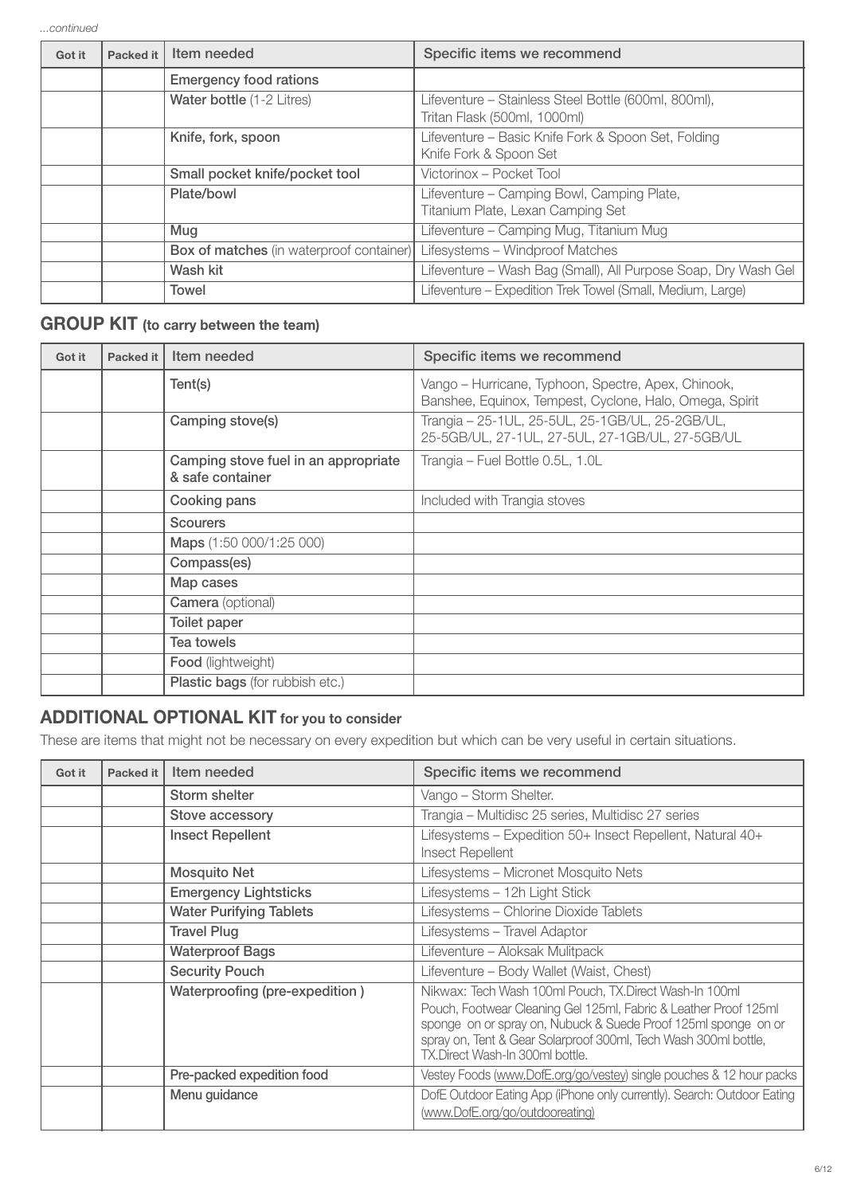*...continued*

| Got it | Packed it | Item needed | Specific items we recommend |
|---|---|---|---|
| | | Emergency food rations | |
| | | Water bottle (1-2 Litres) | Lifeventure – Stainless Steel Bottle (600ml, 800ml), Tritan Flask (500ml, 1000ml) |
| | | Knife, fork, spoon | Lifeventure – Basic Knife Fork & Spoon Set, Folding Knife Fork & Spoon Set |
| | | Small pocket knife/pocket tool | Victorinox – Pocket Tool |
| | | Plate/bowl | Lifeventure – Camping Bowl, Camping Plate, Titanium Plate, Lexan Camping Set |
| | | Mug | Lifeventure – Camping Mug, Titanium Mug |
| | | Box of matches (in waterproof container) | Lifesystems – Windproof Matches |
| | | Wash kit | Lifeventure – Wash Bag (Small), All Purpose Soap, Dry Wash Gel |
| | | Towel | Lifeventure – Expedition Trek Towel (Small, Medium, Large) |

## GROUP KIT (to carry between the team)

| Got it | Packed it | Item needed | Specific items we recommend |
|---|---|---|---|
| | | Tent(s) | Vango – Hurricane, Typhoon, Spectre, Apex, Chinook, Banshee, Equinox, Tempest, Cyclone, Halo, Omega, Spirit |
| | | Camping stove(s) | Trangia – 25-1UL, 25-5UL, 25-1GB/UL, 25-2GB/UL, 25-5GB/UL, 27-1UL, 27-5UL, 27-1GB/UL, 27-5GB/UL |
| | | Camping stove fuel in an appropriate & safe container | Trangia – Fuel Bottle 0.5L, 1.0L |
| | | Cooking pans | Included with Trangia stoves |
| | | Scourers | |
| | | Maps (1:50 000/1:25 000) | |
| | | Compass(es) | |
| | | Map cases | |
| | | Camera (optional) | |
| | | Toilet paper | |
| | | Tea towels | |
| | | Food (lightweight) | |
| | | Plastic bags (for rubbish etc.) | |

## ADDITIONAL OPTIONAL KIT for you to consider

These are items that might not be necessary on every expedition but which can be very useful in certain situations.

| Got it | Packed it | Item needed | Specific items we recommend |
|---|---|---|---|
| | | Storm shelter | Vango – Storm Shelter. |
| | | Stove accessory | Trangia – Multidisc 25 series, Multidisc 27 series |
| | | Insect Repellent | Lifesystems – Expedition 50+ Insect Repellent, Natural 40+ Insect Repellent |
| | | Mosquito Net | Lifesystems – Micronet Mosquito Nets |
| | | Emergency Lightsticks | Lifesystems – 12h Light Stick |
| | | Water Purifying Tablets | Lifesystems – Chlorine Dioxide Tablets |
| | | Travel Plug | Lifesystems – Travel Adaptor |
| | | Waterproof Bags | Lifeventure – Aloksak Mulitpack |
| | | Security Pouch | Lifeventure – Body Wallet (Waist, Chest) |
| | | Waterproofing (pre-expedition ) | Nikwax: Tech Wash 100ml Pouch, TX.Direct Wash-In 100ml Pouch, Footwear Cleaning Gel 125ml, Fabric & Leather Proof 125ml sponge on or spray on, Nubuck & Suede Proof 125ml sponge on or spray on, Tent & Gear Solarproof 300ml, Tech Wash 300ml bottle, TX.Direct Wash-In 300ml bottle. |
| | | Pre-packed expedition food | Vestey Foods (www.DofE.org/go/vestey) single pouches & 12 hour packs |
| | | Menu guidance | DofE Outdoor Eating App (iPhone only currently). Search: Outdoor Eating (www.DofE.org/go/outdooreating) |